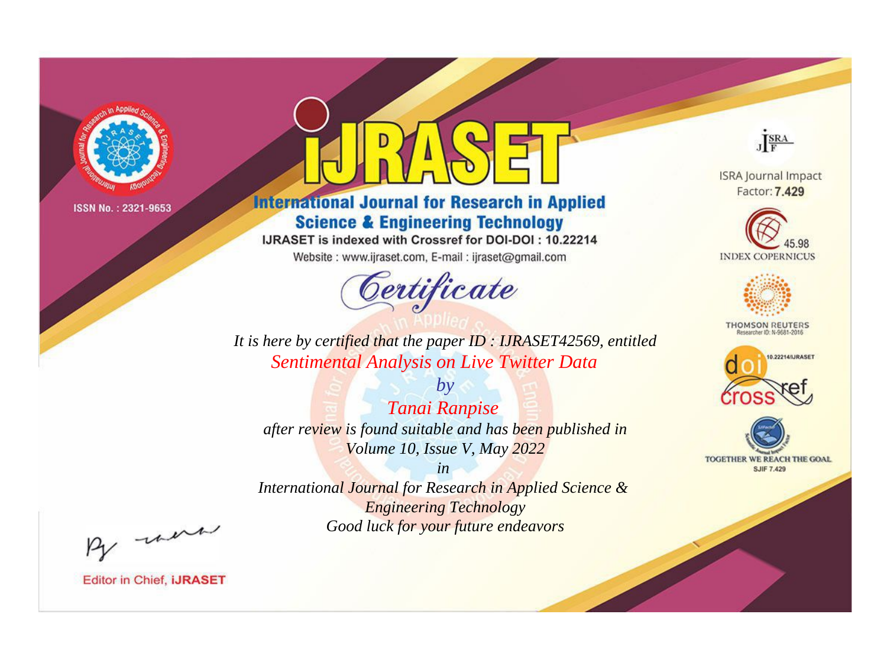ISSN No. : 2321-9653

# IJRASET

## International Journal for Research in Applied Science & Engineering Technology

IJRASET is indexed with Crossref for DOI-DOI : 10.22214

Website : www.ijraset.com, E-mail : ijraset@gmail.com

ISRA Journal Impact Factor: **7.429**

45.98 INDEX COPERNICUS

THOMSON REUTERS Researcher ID: N-9681-2016

10.22214/IJRASET

TOGETHER WE REACH THE GOAL SJIF 7.429

# *Certificate*

*It is here by certified that the paper ID : IJRASET42569, entitled*

*Sentimental Analysis on Live Twitter Data*

*by*

*Tanai Ranpise*

*after review is found suitable and has been published in*

*Volume 10, Issue V, May 2022*

*in*

*International Journal for Research in Applied Science & Engineering Technology*

*Good luck for your future endeavors*

Editor in Chief, **IJRASET**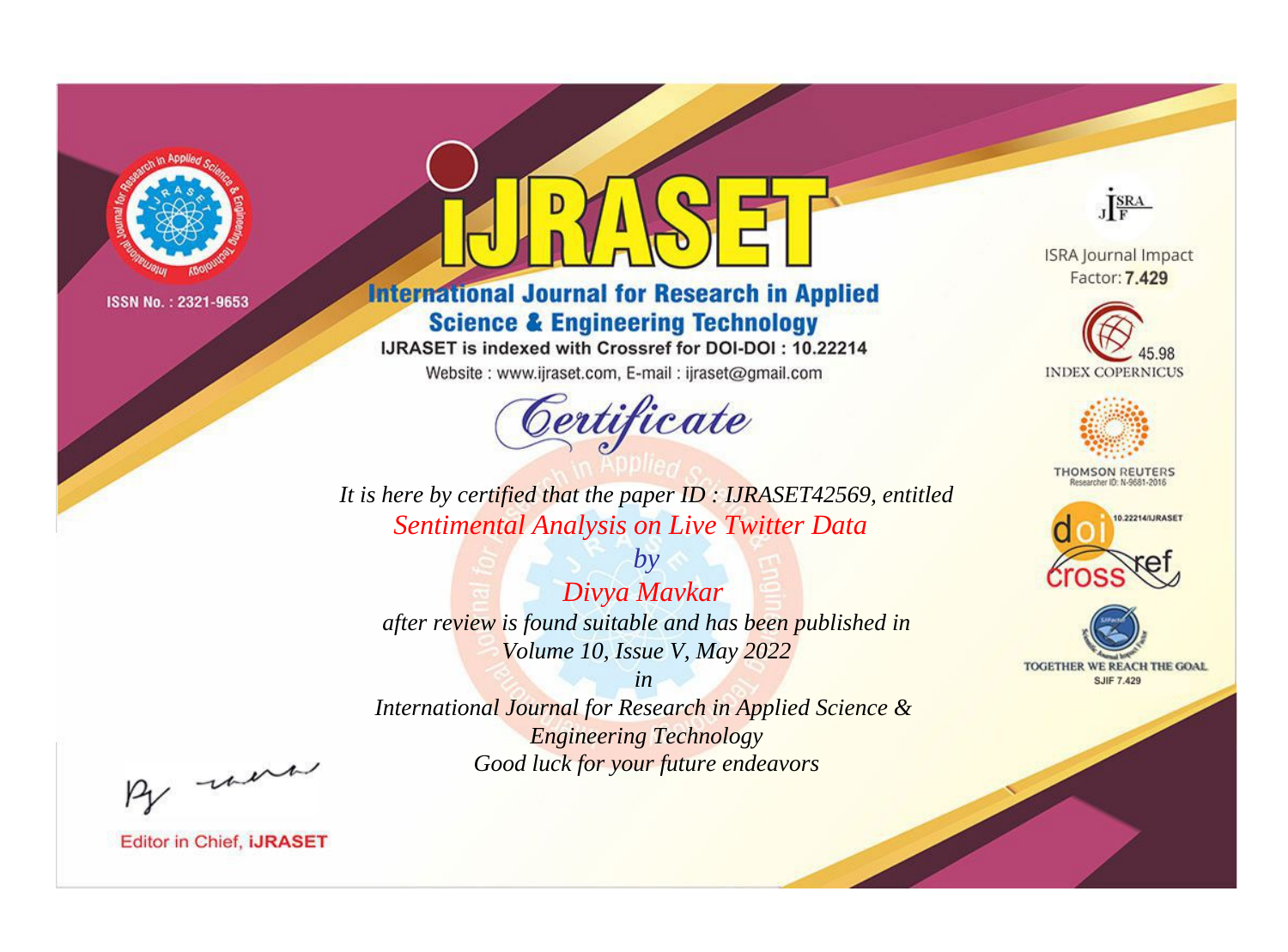ISSN No. : 2321-9653

# iJRASET

## International Journal for Research in Applied Science & Engineering Technology

IJRASET is indexed with Crossref for DOI-DOI : 10.22214

Website : www.ijraset.com, E-mail : ijraset@gmail.com

ISRA Journal Impact Factor: **7.429**

45.98 INDEX COPERNICUS

THOMSON REUTERS Researcher ID: N-9681-2016

10.22214/IJRASET

TOGETHER WE REACH THE GOAL SJIF 7.429

# Certificate

*It is here by certified that the paper ID : IJRASET42569, entitled*

*Sentimental Analysis on Live Twitter Data*

*by*

*Divya Mavkar*

*after review is found suitable and has been published in*

*Volume 10, Issue V, May 2022*

*in*

*International Journal for Research in Applied Science & Engineering Technology*

*Good luck for your future endeavors*

Editor in Chief, **iJRASET**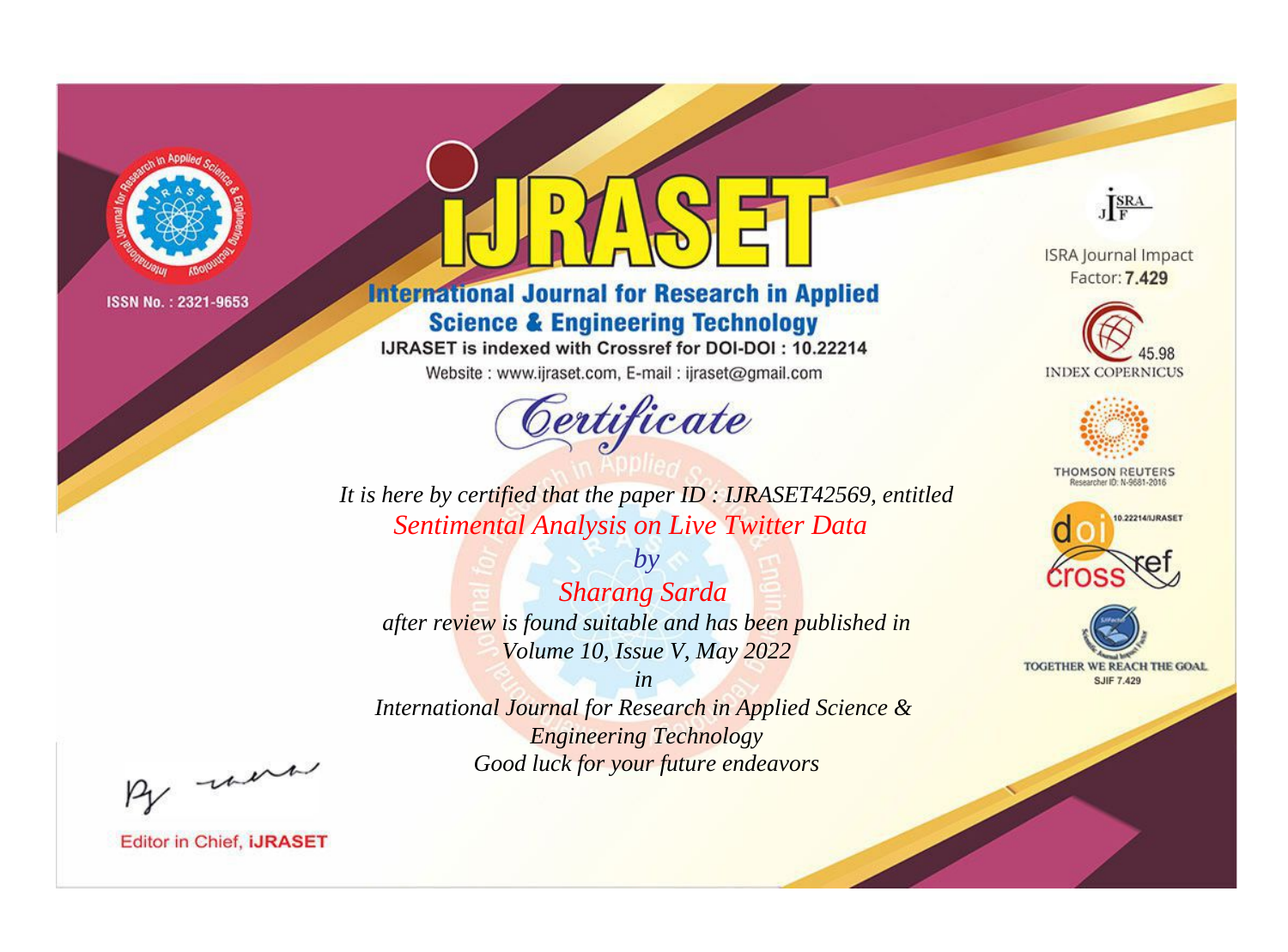ISSN No. : 2321-9653

# iJRASET

## International Journal for Research in Applied Science & Engineering Technology

IJRASET is indexed with Crossref for DOI-DOI : 10.22214

Website : www.ijraset.com, E-mail : ijraset@gmail.com

# Certificate

*It is here by certified that the paper ID : IJRASET42569, entitled*

*Sentimental Analysis on Live Twitter Data*

*by*

*Sharang Sarda*

*after review is found suitable and has been published in*

*Volume 10, Issue V, May 2022*

*in*

*International Journal for Research in Applied Science & Engineering Technology*

*Good luck for your future endeavors*

ISRA Journal Impact Factor: **7.429**

45.98 INDEX COPERNICUS

THOMSON REUTERS Researcher ID: N-9681-2016

10.22214/IJRASET

TOGETHER WE REACH THE GOAL SJIF 7.429

Editor in Chief, **iJRASET**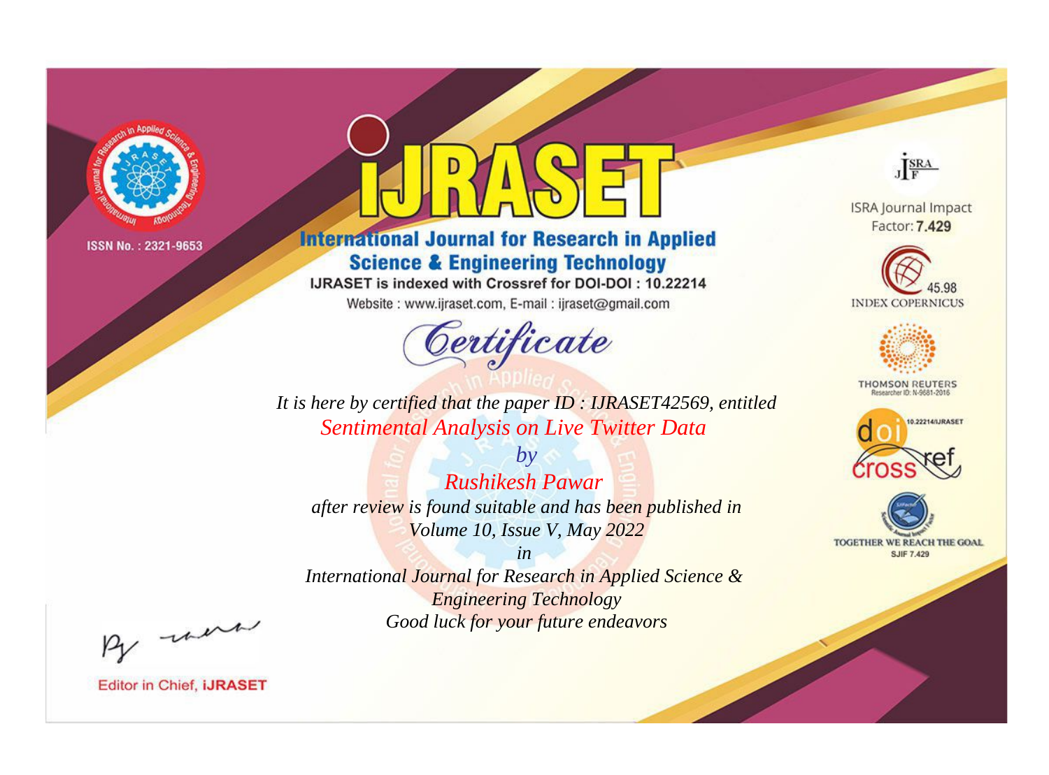ISSN No. : 2321-9653

# IJRASET

## International Journal for Research in Applied Science & Engineering Technology

IJRASET is indexed with Crossref for DOI-DOI : 10.22214

Website : www.ijraset.com, E-mail : ijraset@gmail.com

ISRA Journal Impact Factor: **7.429**

45.98 INDEX COPERNICUS

THOMSON REUTERS Researcher ID: N-9681-2016

10.22214/IJRASET

TOGETHER WE REACH THE GOAL SJIF 7.429

*Certificate*

*It is here by certified that the paper ID : IJRASET42569, entitled*

*Sentimental Analysis on Live Twitter Data*

*by*

*Rushikesh Pawar*

*after review is found suitable and has been published in*

*Volume 10, Issue V, May 2022*

*in*

*International Journal for Research in Applied Science & Engineering Technology*

*Good luck for your future endeavors*

Editor in Chief, **iJRASET**